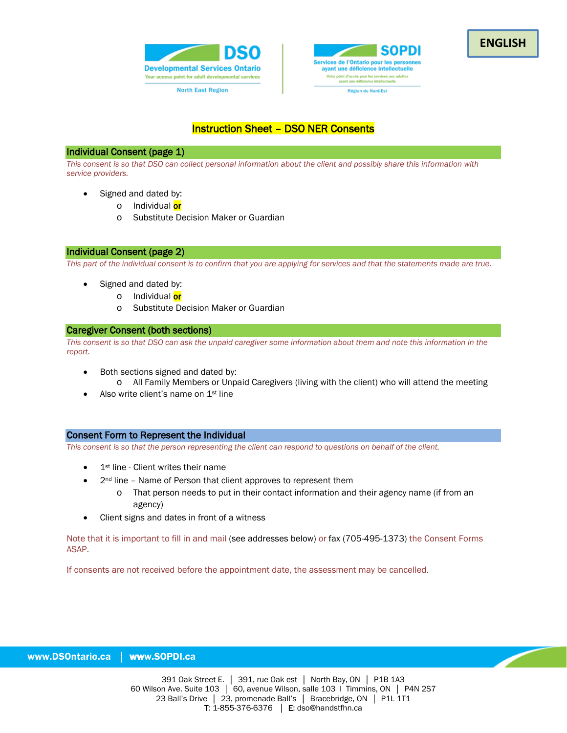**ENGLISH**

DSO
Developmental Services Ontario
Your access point for adult developmental services
North East Region

SOPDI
Services de l'Ontario pour les personnes ayant une déficience intellectuelle
Votre point d'accès pour les services aux adultes ayant une déficience intellectuelle
Région du Nord-Est

# Instruction Sheet – DSO NER Consents

## Individual Consent (page 1)

*This consent is so that DSO can collect personal information about the client and possibly share this information with service providers.*

- Signed and dated by:
  - Individual **or**
  - Substitute Decision Maker or Guardian

## Individual Consent (page 2)

*This part of the individual consent is to confirm that you are applying for services and that the statements made are true.*

- Signed and dated by:
  - Individual **or**
  - Substitute Decision Maker or Guardian

## Caregiver Consent (both sections)

*This consent is so that DSO can ask the unpaid caregiver some information about them and note this information in the report.*

- Both sections signed and dated by:
  - All Family Members or Unpaid Caregivers (living with the client) who will attend the meeting
- Also write client's name on 1st line

## Consent Form to Represent the Individual

*This consent is so that the person representing the client can respond to questions on behalf of the client.*

- 1st line - Client writes their name
- 2nd line – Name of Person that client approves to represent them
  - That person needs to put in their contact information and their agency name (if from an agency)
- Client signs and dates in front of a witness

Note that it is important to fill in and mail (see addresses below) or fax (705-495-1373) the Consent Forms ASAP.

If consents are not received before the appointment date, the assessment may be cancelled.

www.DSOntario.ca | www.SOPDI.ca

391 Oak Street E. | 391, rue Oak est | North Bay, ON | P1B 1A3
60 Wilson Ave. Suite 103 | 60, avenue Wilson, salle 103 I Timmins, ON | P4N 2S7
23 Ball's Drive | 23, promenade Ball's | Bracebridge, ON | P1L 1T1
**T**: 1-855-376-6376 | **E**: dso@handstfhn.ca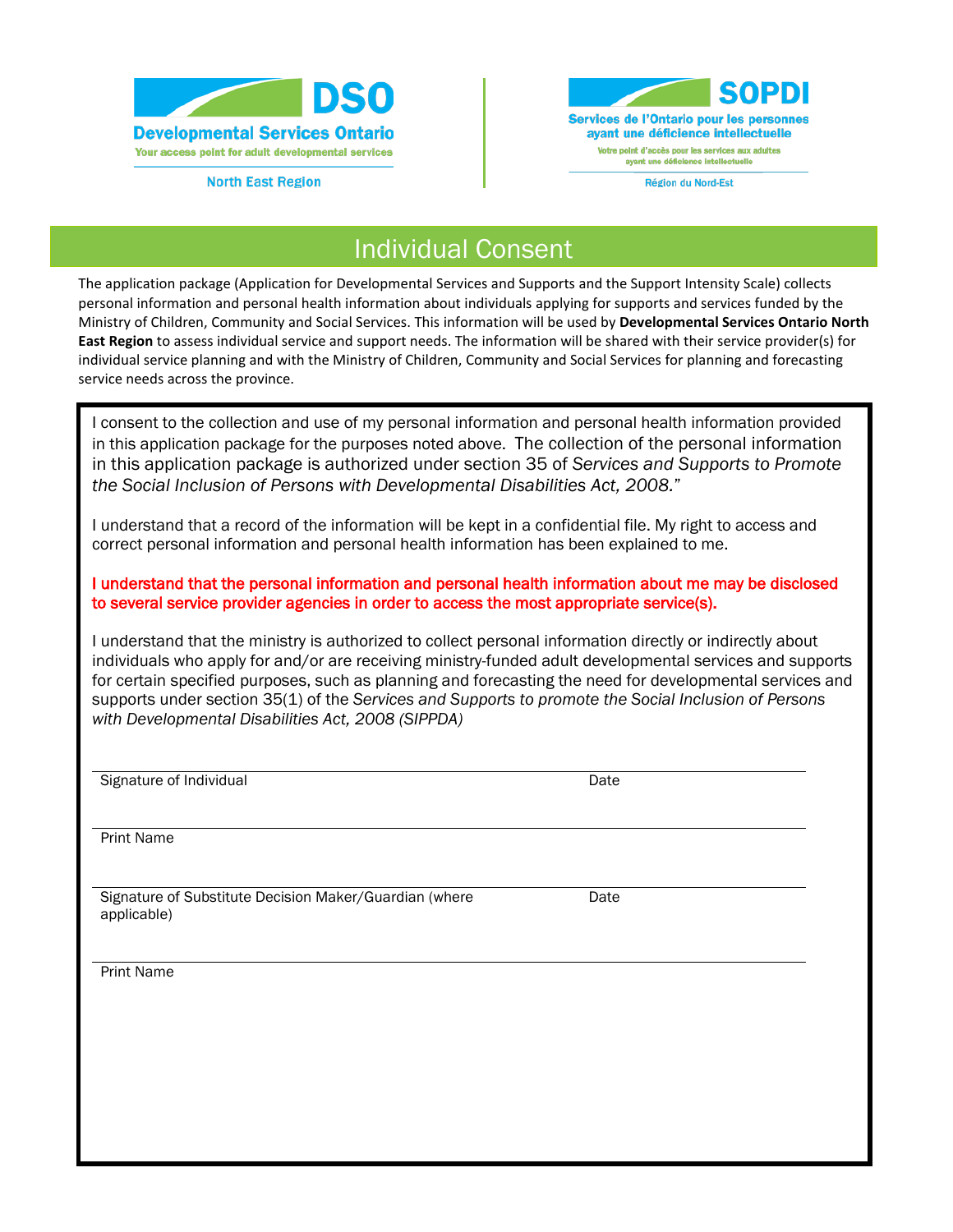**DSO**
**Developmental Services Ontario**
Your access point for adult developmental services

North East Region

**SOPDI**
**Services de l'Ontario pour les personnes ayant une déficience intellectuelle**
Votre point d'accès pour les services aux adultes ayant une déficience intellectuelle

Région du Nord-Est

# Individual Consent

The application package (Application for Developmental Services and Supports and the Support Intensity Scale) collects personal information and personal health information about individuals applying for supports and services funded by the Ministry of Children, Community and Social Services. This information will be used by **Developmental Services Ontario North East Region** to assess individual service and support needs. The information will be shared with their service provider(s) for individual service planning and with the Ministry of Children, Community and Social Services for planning and forecasting service needs across the province.

I consent to the collection and use of my personal information and personal health information provided in this application package for the purposes noted above. The collection of the personal information in this application package is authorized under section 35 of *Services and Supports to Promote the Social Inclusion of Persons with Developmental Disabilities Act, 2008.*"

I understand that a record of the information will be kept in a confidential file. My right to access and correct personal information and personal health information has been explained to me.

**I understand that the personal information and personal health information about me may be disclosed to several service provider agencies in order to access the most appropriate service(s).**

I understand that the ministry is authorized to collect personal information directly or indirectly about individuals who apply for and/or are receiving ministry-funded adult developmental services and supports for certain specified purposes, such as planning and forecasting the need for developmental services and supports under section 35(1) of the *Services and Supports to promote the Social Inclusion of Persons with Developmental Disabilities Act, 2008 (SIPPDA)*

Signature of Individual ____________________ Date ____________

Print Name ____________________

Signature of Substitute Decision Maker/Guardian (where applicable) ____________________ Date ____________

Print Name ____________________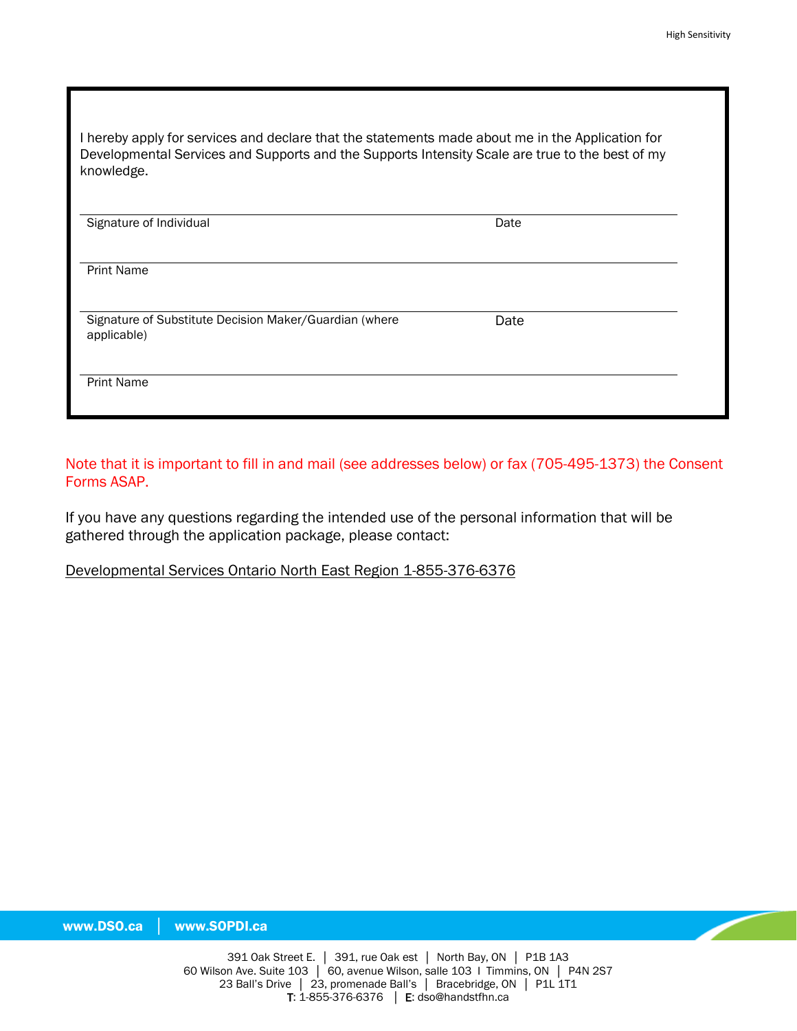I hereby apply for services and declare that the statements made about me in the Application for Developmental Services and Supports and the Supports Intensity Scale are true to the best of my knowledge.

| | |
|---|---|
| Signature of Individual | Date |
| Print Name | |
| Signature of Substitute Decision Maker/Guardian (where applicable) | Date |
| Print Name | |

Note that it is important to fill in and mail (see addresses below) or fax (705-495-1373) the Consent Forms ASAP.

If you have any questions regarding the intended use of the personal information that will be gathered through the application package, please contact:

Developmental Services Ontario North East Region 1-855-376-6376

www.DSO.ca | www.SOPDI.ca

391 Oak Street E. | 391, rue Oak est | North Bay, ON | P1B 1A3
60 Wilson Ave. Suite 103 | 60, avenue Wilson, salle 103 | Timmins, ON | P4N 2S7
23 Ball's Drive | 23, promenade Ball's | Bracebridge, ON | P1L 1T1
**T**: 1-855-376-6376 | **E**: dso@handstfhn.ca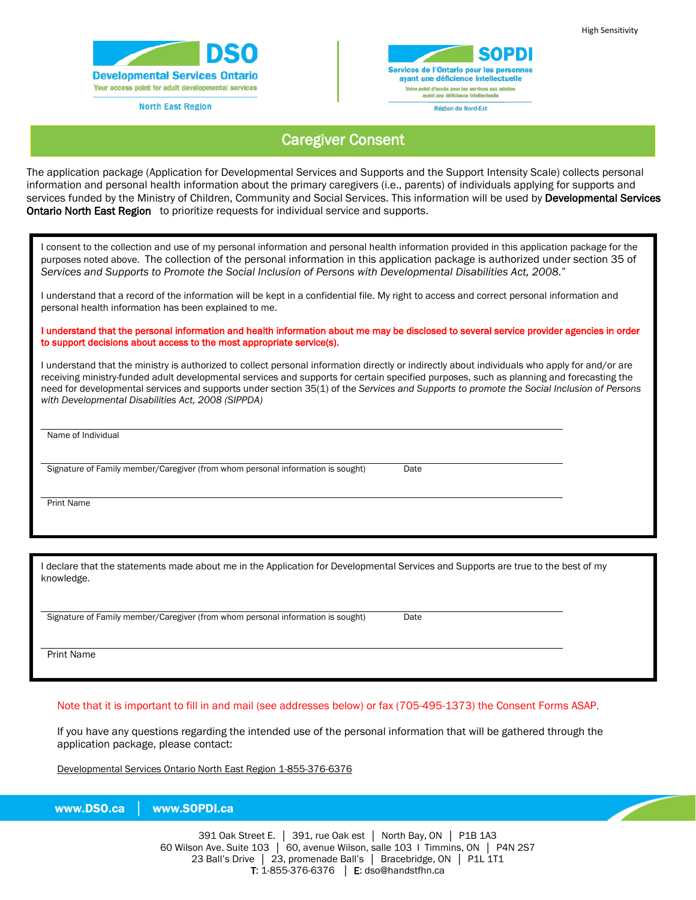High Sensitivity

**DSO**
**Developmental Services Ontario**
Your access point for adult developmental services
North East Region

**SOPDI**
Services de l'Ontario pour les personnes ayant une déficience intellectuelle
Votre point d'accès pour les services aux adultes ayant une déficience intellectuelle
Région du Nord-Est

# Caregiver Consent

The application package (Application for Developmental Services and Supports and the Support Intensity Scale) collects personal information and personal health information about the primary caregivers (i.e., parents) of individuals applying for supports and services funded by the Ministry of Children, Community and Social Services. This information will be used by **Developmental Services Ontario North East Region** to prioritize requests for individual service and supports.

I consent to the collection and use of my personal information and personal health information provided in this application package for the purposes noted above. The collection of the personal information in this application package is authorized under section 35 of *Services and Supports to Promote the Social Inclusion of Persons with Developmental Disabilities Act, 2008.*"

I understand that a record of the information will be kept in a confidential file. My right to access and correct personal information and personal health information has been explained to me.

**I understand that the personal information and health information about me may be disclosed to several service provider agencies in order to support decisions about access to the most appropriate service(s).**

I understand that the ministry is authorized to collect personal information directly or indirectly about individuals who apply for and/or are receiving ministry-funded adult developmental services and supports for certain specified purposes, such as planning and forecasting the need for developmental services and supports under section 35(1) of the *Services and Supports to promote the Social Inclusion of Persons with Developmental Disabilities Act, 2008 (SIPPDA)*

Name of Individual

Signature of Family member/Caregiver (from whom personal information is sought) Date

Print Name

I declare that the statements made about me in the Application for Developmental Services and Supports are true to the best of my knowledge.

Signature of Family member/Caregiver (from whom personal information is sought) Date

Print Name

Note that it is important to fill in and mail (see addresses below) or fax (705-495-1373) the Consent Forms ASAP.

If you have any questions regarding the intended use of the personal information that will be gathered through the application package, please contact:

Developmental Services Ontario North East Region 1-855-376-6376

**www.DSO.ca** | **www.SOPDI.ca**

391 Oak Street E. | 391, rue Oak est | North Bay, ON | P1B 1A3
60 Wilson Ave. Suite 103 | 60, avenue Wilson, salle 103 | Timmins, ON | P4N 2S7
23 Ball's Drive | 23, promenade Ball's | Bracebridge, ON | P1L 1T1
**T**: 1-855-376-6376 | **E**: dso@handstfhn.ca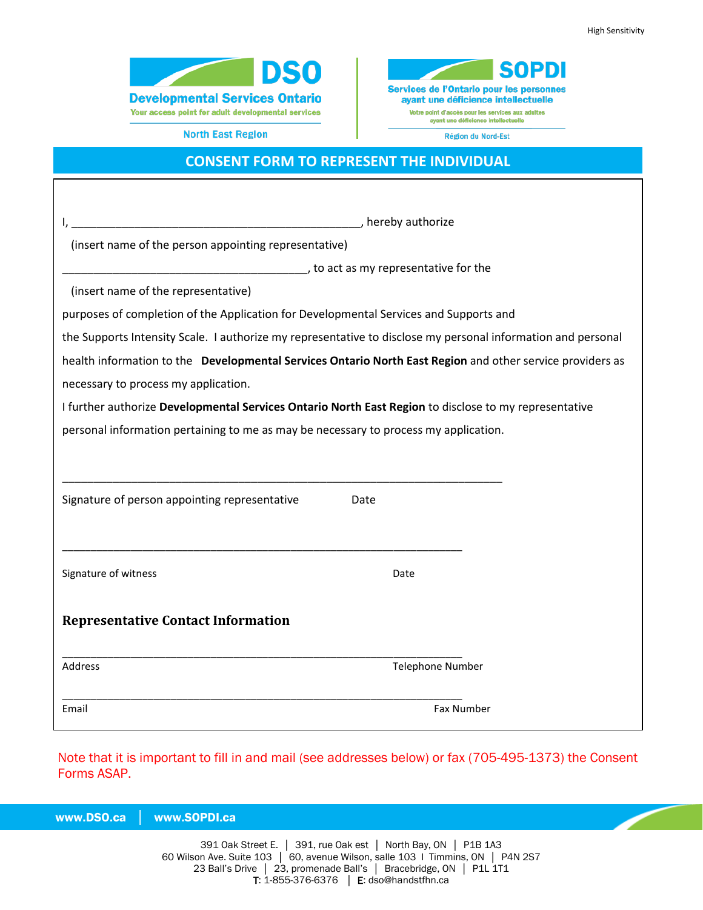High Sensitivity

**DSO**
**Developmental Services Ontario**
Your access point for adult developmental services
North East Region

**SOPDI**
Services de l'Ontario pour les personnes ayant une déficience intellectuelle
Votre point d'accès pour les services aux adultes ayant une déficience intellectuelle
Région du Nord-Est

# CONSENT FORM TO REPRESENT THE INDIVIDUAL

I, ______________________________________________, hereby authorize

(insert name of the person appointing representative)

_______________________________________, to act as my representative for the

(insert name of the representative)

purposes of completion of the Application for Developmental Services and Supports and the Supports Intensity Scale. I authorize my representative to disclose my personal information and personal health information to the **Developmental Services Ontario North East Region** and other service providers as necessary to process my application.

I further authorize **Developmental Services Ontario North East Region** to disclose to my representative personal information pertaining to me as may be necessary to process my application.

______________________________________________________________________

Signature of person appointing representative                Date

_________________________________________________________________

Signature of witness                                                            Date

## Representative Contact Information

_________________________________________________________________

Address                                                                                  Telephone Number

_________________________________________________________________

Email                                                                                          Fax Number

Note that it is important to fill in and mail (see addresses below) or fax (705-495-1373) the Consent Forms ASAP.

www.DSO.ca | www.SOPDI.ca

391 Oak Street E. | 391, rue Oak est | North Bay, ON | P1B 1A3
60 Wilson Ave. Suite 103 | 60, avenue Wilson, salle 103 | Timmins, ON | P4N 2S7
23 Ball's Drive | 23, promenade Ball's | Bracebridge, ON | P1L 1T1
T: 1-855-376-6376 | E: dso@handstfhn.ca